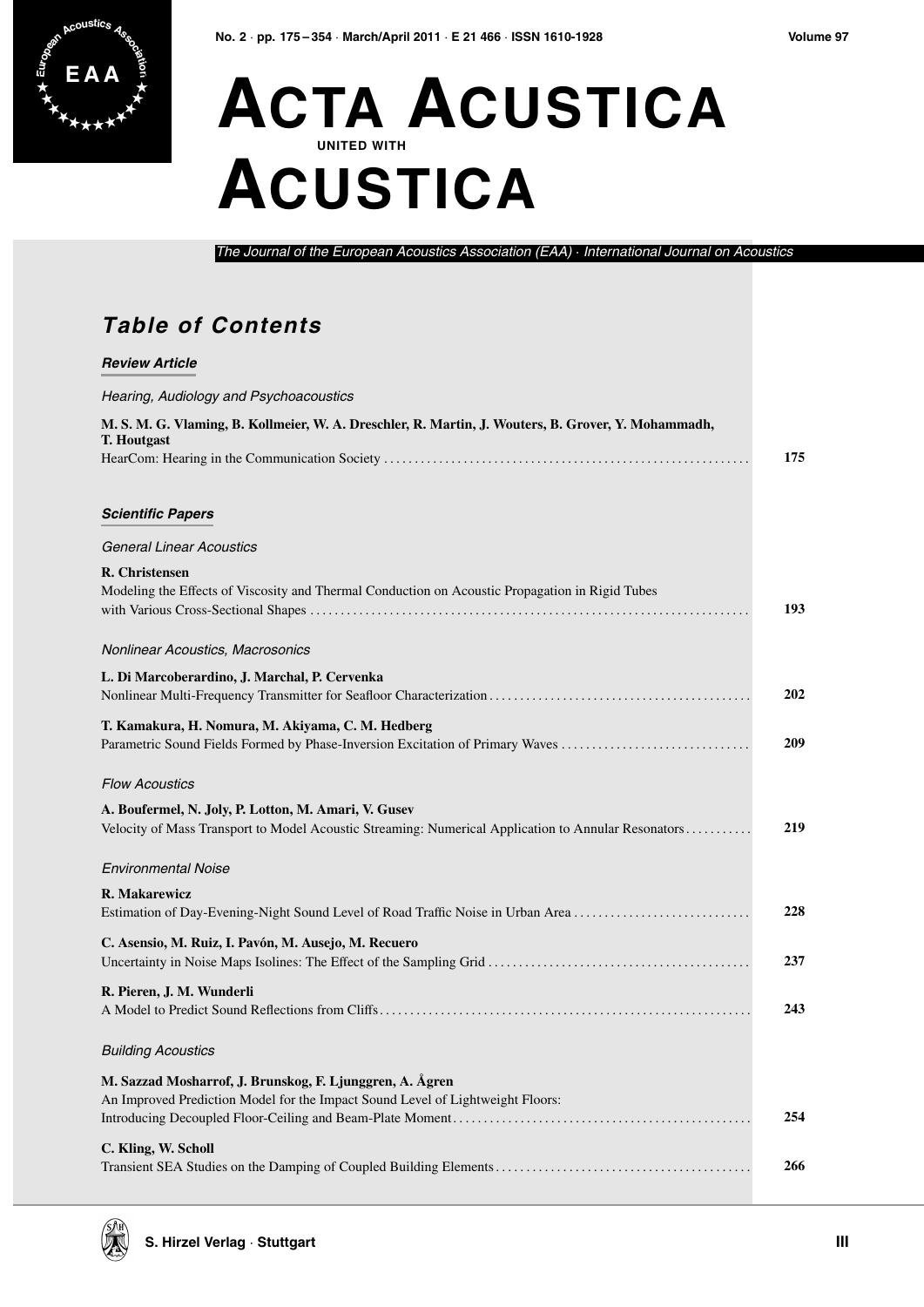# Acta Acustica united with Acustica

*The Journal of the European Acoustics Association (EAA) · International Journal on Acoustics*

## *Table of Contents*

### *Review Article*

*Hearing, Audiology and Psychoacoustics*

**M. S. M. G. Vlaming, B. Kollmeier, W. A. Dreschler, R. Martin, J. Wouters, B. Grover, Y. Mohammadh, T. Houtgast**
HearCom: Hearing in the Communication Society ... **175**

### *Scientific Papers*

*General Linear Acoustics*

**R. Christensen**
Modeling the Effects of Viscosity and Thermal Conduction on Acoustic Propagation in Rigid Tubes with Various Cross-Sectional Shapes ... **193**

*Nonlinear Acoustics, Macrosonics*

**L. Di Marcoberardino, J. Marchal, P. Cervenka**
Nonlinear Multi-Frequency Transmitter for Seafloor Characterization ... **202**

**T. Kamakura, H. Nomura, M. Akiyama, C. M. Hedberg**
Parametric Sound Fields Formed by Phase-Inversion Excitation of Primary Waves ... **209**

*Flow Acoustics*

**A. Boufermel, N. Joly, P. Lotton, M. Amari, V. Gusev**
Velocity of Mass Transport to Model Acoustic Streaming: Numerical Application to Annular Resonators ... **219**

*Environmental Noise*

**R. Makarewicz**
Estimation of Day-Evening-Night Sound Level of Road Traffic Noise in Urban Area ... **228**

**C. Asensio, M. Ruiz, I. Pavón, M. Ausejo, M. Recuero**
Uncertainty in Noise Maps Isolines: The Effect of the Sampling Grid ... **237**

**R. Pieren, J. M. Wunderli**
A Model to Predict Sound Reflections from Cliffs ... **243**

*Building Acoustics*

**M. Sazzad Mosharrof, J. Brunskog, F. Ljunggren, A. Ågren**
An Improved Prediction Model for the Impact Sound Level of Lightweight Floors: Introducing Decoupled Floor-Ceiling and Beam-Plate Moment ... **254**

**C. Kling, W. Scholl**
Transient SEA Studies on the Damping of Coupled Building Elements ... **266**

S. Hirzel Verlag · Stuttgart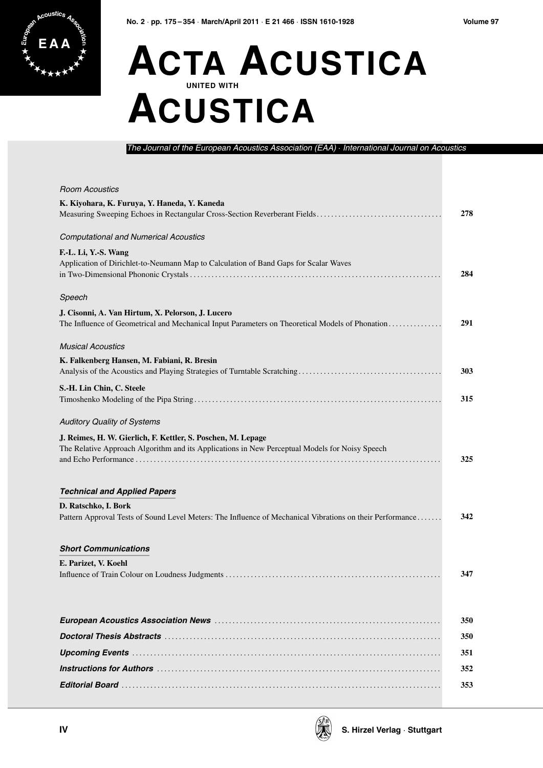# Acta Acustica united with Acustica

*The Journal of the European Acoustics Association (EAA) · International Journal on Acoustics*

*Room Acoustics*

**K. Kiyohara, K. Furuya, Y. Haneda, Y. Kaneda**
Measuring Sweeping Echoes in Rectangular Cross-Section Reverberant Fields ........ 278

*Computational and Numerical Acoustics*

**F.-L. Li, Y.-S. Wang**
Application of Dirichlet-to-Neumann Map to Calculation of Band Gaps for Scalar Waves in Two-Dimensional Phononic Crystals ........ 284

*Speech*

**J. Cisonni, A. Van Hirtum, X. Pelorson, J. Lucero**
The Influence of Geometrical and Mechanical Input Parameters on Theoretical Models of Phonation ........ 291

*Musical Acoustics*

**K. Falkenberg Hansen, M. Fabiani, R. Bresin**
Analysis of the Acoustics and Playing Strategies of Turntable Scratching ........ 303

**S.-H. Lin Chin, C. Steele**
Timoshenko Modeling of the Pipa String ........ 315

*Auditory Quality of Systems*

**J. Reimes, H. W. Gierlich, F. Kettler, S. Poschen, M. Lepage**
The Relative Approach Algorithm and its Applications in New Perceptual Models for Noisy Speech and Echo Performance ........ 325

***Technical and Applied Papers***

**D. Ratschko, I. Bork**
Pattern Approval Tests of Sound Level Meters: The Influence of Mechanical Vibrations on their Performance ........ 342

***Short Communications***

**E. Parizet, V. Koehl**
Influence of Train Colour on Loudness Judgments ........ 347

***European Acoustics Association News*** ........ 350

***Doctoral Thesis Abstracts*** ........ 350

***Upcoming Events*** ........ 351

***Instructions for Authors*** ........ 352

***Editorial Board*** ........ 353

S. Hirzel Verlag · Stuttgart